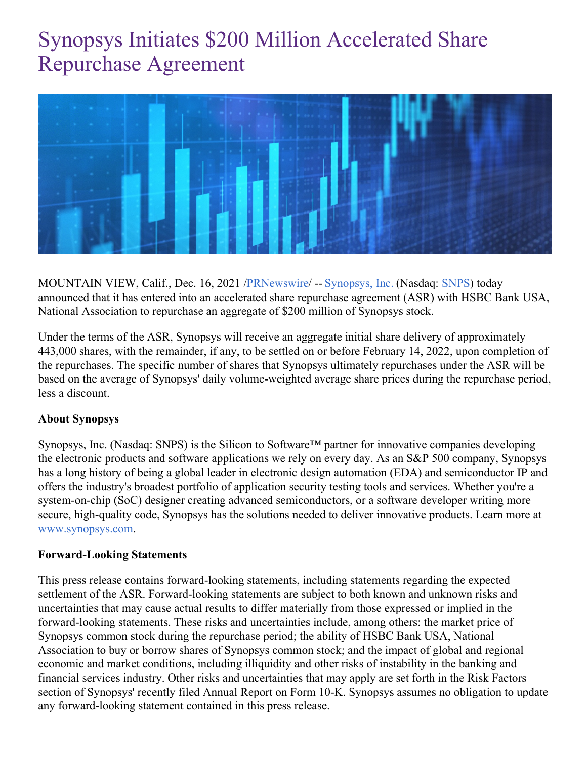# Synopsys Initiates $200 Million Accelerated Share Repurchase Agreement

MOUNTAIN VIEW, Calif., Dec. 16, 2021 /PRNewswire/ -- Synopsys, Inc. (Nasdaq: SNPS) today announced that it has entered into an accelerated share repurchase agreement (ASR) with HSBC Bank USA, National Association to repurchase an aggregate of $200 million of Synopsys stock.

Under the terms of the ASR, Synopsys will receive an aggregate initial share delivery of approximately 443,000 shares, with the remainder, if any, to be settled on or before February 14, 2022, upon completion of the repurchases. The specific number of shares that Synopsys ultimately repurchases under the ASR will be based on the average of Synopsys' daily volume-weighted average share prices during the repurchase period, less a discount.

**About Synopsys**

Synopsys, Inc. (Nasdaq: SNPS) is the Silicon to Software™ partner for innovative companies developing the electronic products and software applications we rely on every day. As an S&P 500 company, Synopsys has a long history of being a global leader in electronic design automation (EDA) and semiconductor IP and offers the industry's broadest portfolio of application security testing tools and services. Whether you're a system-on-chip (SoC) designer creating advanced semiconductors, or a software developer writing more secure, high-quality code, Synopsys has the solutions needed to deliver innovative products. Learn more at www.synopsys.com.

**Forward-Looking Statements**

This press release contains forward-looking statements, including statements regarding the expected settlement of the ASR. Forward-looking statements are subject to both known and unknown risks and uncertainties that may cause actual results to differ materially from those expressed or implied in the forward-looking statements. These risks and uncertainties include, among others: the market price of Synopsys common stock during the repurchase period; the ability of HSBC Bank USA, National Association to buy or borrow shares of Synopsys common stock; and the impact of global and regional economic and market conditions, including illiquidity and other risks of instability in the banking and financial services industry. Other risks and uncertainties that may apply are set forth in the Risk Factors section of Synopsys' recently filed Annual Report on Form 10-K. Synopsys assumes no obligation to update any forward-looking statement contained in this press release.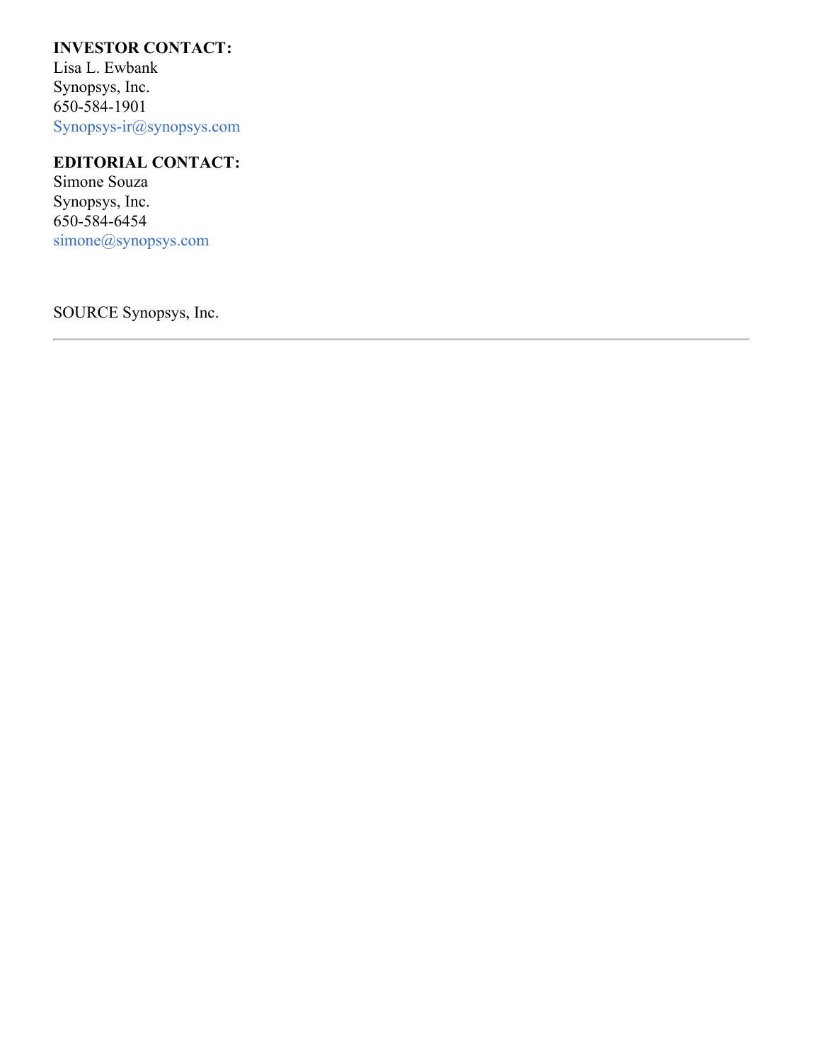**INVESTOR CONTACT:**
Lisa L. Ewbank
Synopsys, Inc.
650-584-1901
Synopsys-ir@synopsys.com

**EDITORIAL CONTACT:**
Simone Souza
Synopsys, Inc.
650-584-6454
simone@synopsys.com

SOURCE Synopsys, Inc.

---